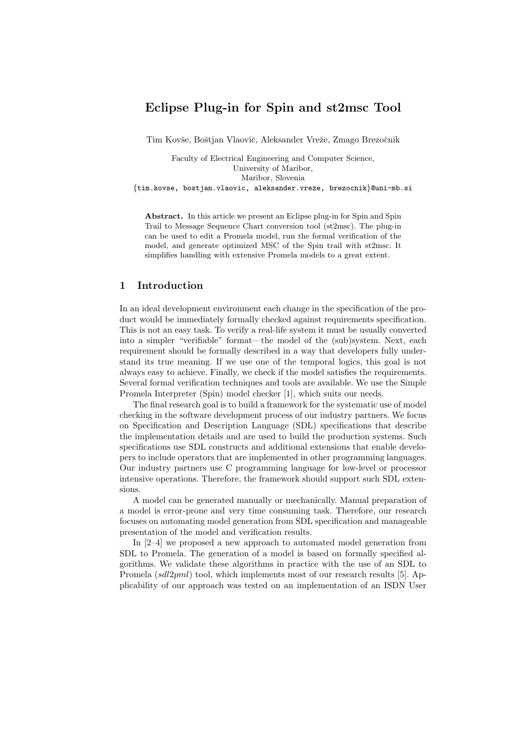# Eclipse Plug-in for Spin and st2msc Tool

Tim Kovše, Boštjan Vlaovič, Aleksander Vreže, Zmago Brezočnik

Faculty of Electrical Engineering and Computer Science,
University of Maribor,
Maribor, Slovenia
{tim.kovse, bostjan.vlaovic, aleksander.vreze, brezocnik}@uni-mb.si

**Abstract.** In this article we present an Eclipse plug-in for Spin and Spin Trail to Message Sequence Chart conversion tool (st2msc). The plug-in can be used to edit a Promela model, run the formal verification of the model, and generate optimized MSC of the Spin trail with st2msc. It simplifies handling with extensive Promela models to a great extent.

## 1 Introduction

In an ideal development environment each change in the specification of the product would be immediately formally checked against requirements specification. This is not an easy task. To verify a real-life system it must be usually converted into a simpler "verifiable" format—the model of the (sub)system. Next, each requirement should be formally described in a way that developers fully understand its true meaning. If we use one of the temporal logics, this goal is not always easy to achieve. Finally, we check if the model satisfies the requirements. Several formal verification techniques and tools are available. We use the Simple Promela Interpreter (Spin) model checker [1], which suits our needs.

The final research goal is to build a framework for the systematic use of model checking in the software development process of our industry partners. We focus on Specification and Description Language (SDL) specifications that describe the implementation details and are used to build the production systems. Such specifications use SDL constructs and additional extensions that enable developers to include operators that are implemented in other programming languages. Our industry partners use C programming language for low-level or processor intensive operations. Therefore, the framework should support such SDL extensions.

A model can be generated manually or mechanically. Manual preparation of a model is error-prone and very time consuming task. Therefore, our research focuses on automating model generation from SDL specification and manageable presentation of the model and verification results.

In [2–4] we proposed a new approach to automated model generation from SDL to Promela. The generation of a model is based on formally specified algorithms. We validate these algorithms in practice with the use of an SDL to Promela (*sdl2pml*) tool, which implements most of our research results [5]. Applicability of our approach was tested on an implementation of an ISDN User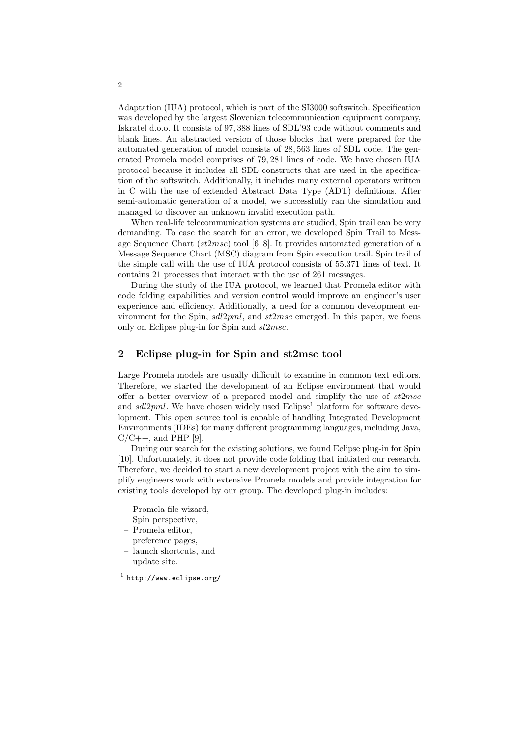Adaptation (IUA) protocol, which is part of the SI3000 softswitch. Specification was developed by the largest Slovenian telecommunication equipment company, Iskratel d.o.o. It consists of 97, 388 lines of SDL'93 code without comments and blank lines. An abstracted version of those blocks that were prepared for the automated generation of model consists of 28, 563 lines of SDL code. The generated Promela model comprises of 79, 281 lines of code. We have chosen IUA protocol because it includes all SDL constructs that are used in the specification of the softswitch. Additionally, it includes many external operators written in C with the use of extended Abstract Data Type (ADT) definitions. After semi-automatic generation of a model, we successfully ran the simulation and managed to discover an unknown invalid execution path.

When real-life telecommunication systems are studied, Spin trail can be very demanding. To ease the search for an error, we developed Spin Trail to Message Sequence Chart (*st2msc*) tool [6–8]. It provides automated generation of a Message Sequence Chart (MSC) diagram from Spin execution trail. Spin trail of the simple call with the use of IUA protocol consists of 55.371 lines of text. It contains 21 processes that interact with the use of 261 messages.

During the study of the IUA protocol, we learned that Promela editor with code folding capabilities and version control would improve an engineer's user experience and efficiency. Additionally, a need for a common development environment for the Spin, *sdl2pml*, and *st2msc* emerged. In this paper, we focus only on Eclipse plug-in for Spin and *st2msc*.

## 2 Eclipse plug-in for Spin and st2msc tool

Large Promela models are usually difficult to examine in common text editors. Therefore, we started the development of an Eclipse environment that would offer a better overview of a prepared model and simplify the use of *st2msc* and *sdl2pml*. We have chosen widely used Eclipse[1] platform for software development. This open source tool is capable of handling Integrated Development Environments (IDEs) for many different programming languages, including Java, C/C++, and PHP [9].

During our search for the existing solutions, we found Eclipse plug-in for Spin [10]. Unfortunately, it does not provide code folding that initiated our research. Therefore, we decided to start a new development project with the aim to simplify engineers work with extensive Promela models and provide integration for existing tools developed by our group. The developed plug-in includes:

- Promela file wizard,
- Spin perspective,
- Promela editor,
- preference pages,
- launch shortcuts, and
- update site.

[1] `http://www.eclipse.org/`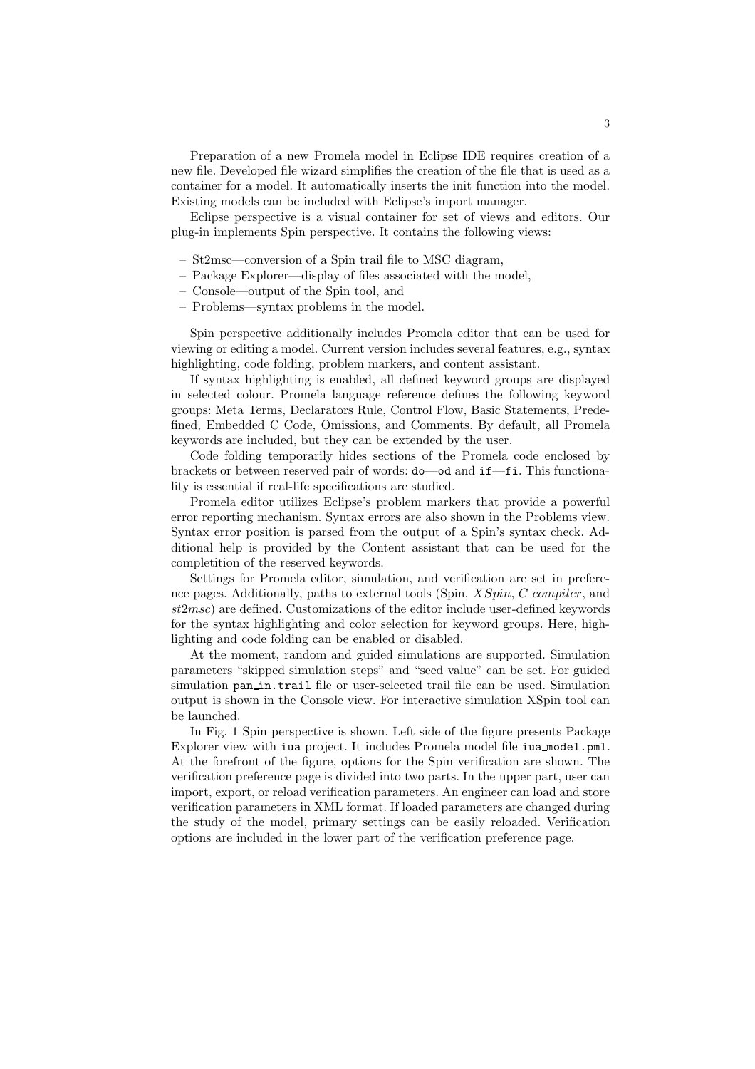Preparation of a new Promela model in Eclipse IDE requires creation of a new file. Developed file wizard simplifies the creation of the file that is used as a container for a model. It automatically inserts the init function into the model. Existing models can be included with Eclipse's import manager.

Eclipse perspective is a visual container for set of views and editors. Our plug-in implements Spin perspective. It contains the following views:

- St2msc—conversion of a Spin trail file to MSC diagram,
- Package Explorer—display of files associated with the model,
- Console—output of the Spin tool, and
- Problems—syntax problems in the model.

Spin perspective additionally includes Promela editor that can be used for viewing or editing a model. Current version includes several features, e.g., syntax highlighting, code folding, problem markers, and content assistant.

If syntax highlighting is enabled, all defined keyword groups are displayed in selected colour. Promela language reference defines the following keyword groups: Meta Terms, Declarators Rule, Control Flow, Basic Statements, Predefined, Embedded C Code, Omissions, and Comments. By default, all Promela keywords are included, but they can be extended by the user.

Code folding temporarily hides sections of the Promela code enclosed by brackets or between reserved pair of words: `do`—`od` and `if`—`fi`. This functionality is essential if real-life specifications are studied.

Promela editor utilizes Eclipse's problem markers that provide a powerful error reporting mechanism. Syntax errors are also shown in the Problems view. Syntax error position is parsed from the output of a Spin's syntax check. Additional help is provided by the Content assistant that can be used for the completion of the reserved keywords.

Settings for Promela editor, simulation, and verification are set in preference pages. Additionally, paths to external tools (Spin, *XSpin*, *C compiler*, and *st2msc*) are defined. Customizations of the editor include user-defined keywords for the syntax highlighting and color selection for keyword groups. Here, highlighting and code folding can be enabled or disabled.

At the moment, random and guided simulations are supported. Simulation parameters "skipped simulation steps" and "seed value" can be set. For guided simulation `pan_in.trail` file or user-selected trail file can be used. Simulation output is shown in the Console view. For interactive simulation XSpin tool can be launched.

In Fig. 1 Spin perspective is shown. Left side of the figure presents Package Explorer view with `iua` project. It includes Promela model file `iua_model.pml`. At the forefront of the figure, options for the Spin verification are shown. The verification preference page is divided into two parts. In the upper part, user can import, export, or reload verification parameters. An engineer can load and store verification parameters in XML format. If loaded parameters are changed during the study of the model, primary settings can be easily reloaded. Verification options are included in the lower part of the verification preference page.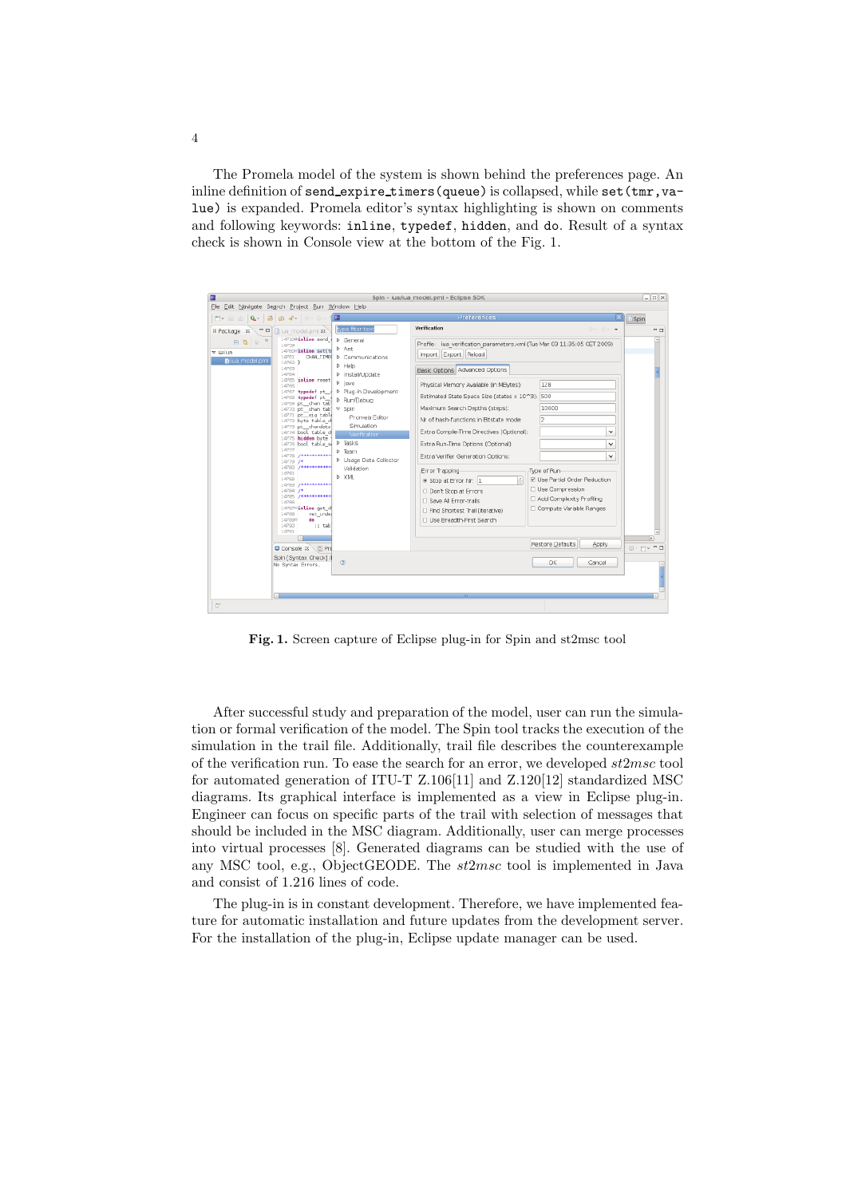The Promela model of the system is shown behind the preferences page. An inline definition of `send_expire_timers(queue)` is collapsed, while `set(tmr,value)` is expanded. Promela editor's syntax highlighting is shown on comments and following keywords: `inline`, `typedef`, `hidden`, and `do`. Result of a syntax check is shown in Console view at the bottom of the Fig. 1.

**Fig. 1.** Screen capture of Eclipse plug-in for Spin and st2msc tool

After successful study and preparation of the model, user can run the simulation or formal verification of the model. The Spin tool tracks the execution of the simulation in the trail file. Additionally, trail file describes the counterexample of the verification run. To ease the search for an error, we developed *st2msc* tool for automated generation of ITU-T Z.106[11] and Z.120[12] standardized MSC diagrams. Its graphical interface is implemented as a view in Eclipse plug-in. Engineer can focus on specific parts of the trail with selection of messages that should be included in the MSC diagram. Additionally, user can merge processes into virtual processes [8]. Generated diagrams can be studied with the use of any MSC tool, e.g., ObjectGEODE. The *st2msc* tool is implemented in Java and consist of 1.216 lines of code.

The plug-in is in constant development. Therefore, we have implemented feature for automatic installation and future updates from the development server. For the installation of the plug-in, Eclipse update manager can be used.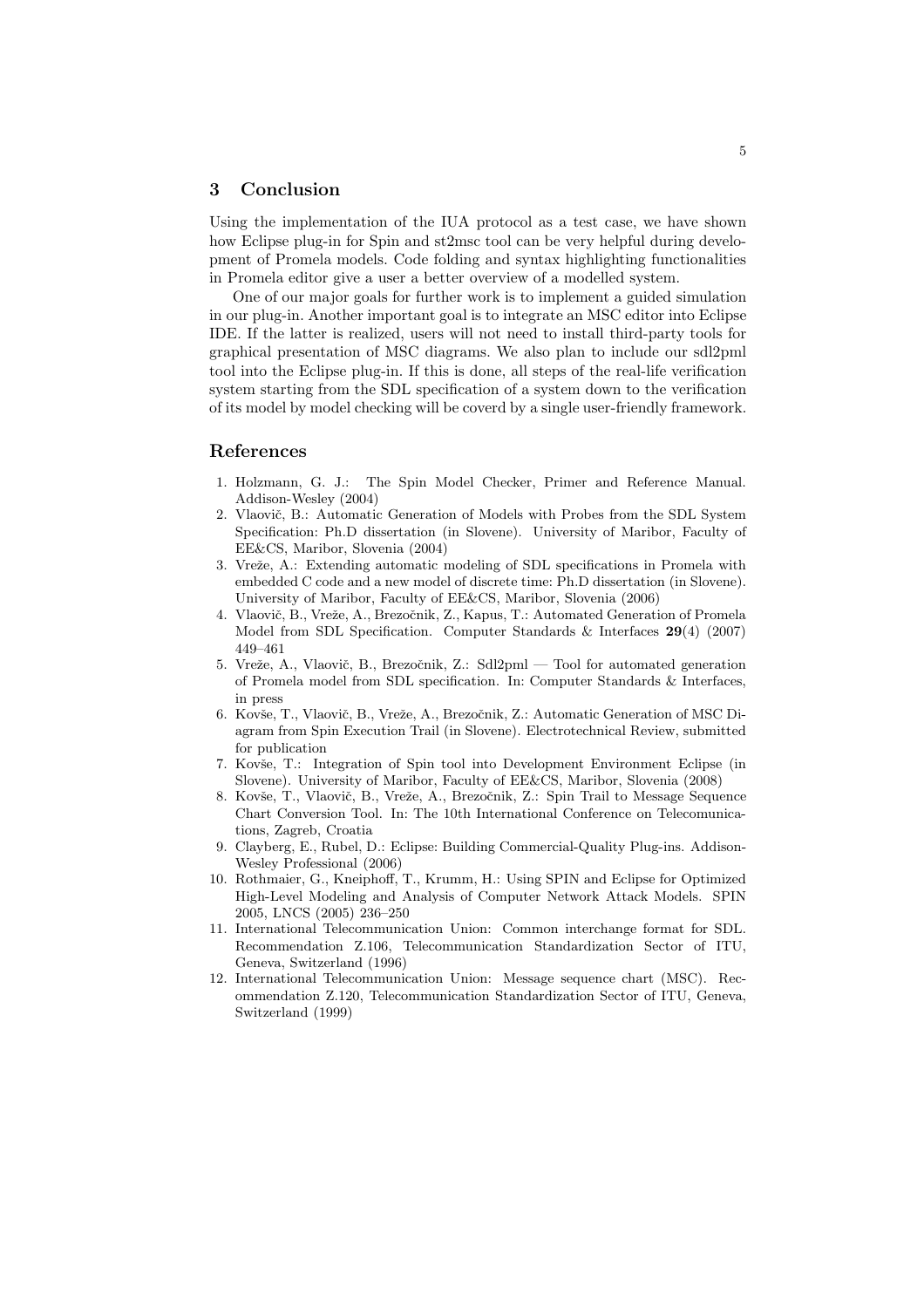## 3 Conclusion

Using the implementation of the IUA protocol as a test case, we have shown how Eclipse plug-in for Spin and st2msc tool can be very helpful during development of Promela models. Code folding and syntax highlighting functionalities in Promela editor give a user a better overview of a modelled system.

One of our major goals for further work is to implement a guided simulation in our plug-in. Another important goal is to integrate an MSC editor into Eclipse IDE. If the latter is realized, users will not need to install third-party tools for graphical presentation of MSC diagrams. We also plan to include our sdl2pml tool into the Eclipse plug-in. If this is done, all steps of the real-life verification system starting from the SDL specification of a system down to the verification of its model by model checking will be coverd by a single user-friendly framework.

## References

1. Holzmann, G. J.: The Spin Model Checker, Primer and Reference Manual. Addison-Wesley (2004)
2. Vlaovič, B.: Automatic Generation of Models with Probes from the SDL System Specification: Ph.D dissertation (in Slovene). University of Maribor, Faculty of EE&CS, Maribor, Slovenia (2004)
3. Vreže, A.: Extending automatic modeling of SDL specifications in Promela with embedded C code and a new model of discrete time: Ph.D dissertation (in Slovene). University of Maribor, Faculty of EE&CS, Maribor, Slovenia (2006)
4. Vlaovič, B., Vreže, A., Brezočnik, Z., Kapus, T.: Automated Generation of Promela Model from SDL Specification. Computer Standards & Interfaces **29**(4) (2007) 449–461
5. Vreže, A., Vlaovič, B., Brezočnik, Z.: Sdl2pml — Tool for automated generation of Promela model from SDL specification. In: Computer Standards & Interfaces, in press
6. Kovše, T., Vlaovič, B., Vreže, A., Brezočnik, Z.: Automatic Generation of MSC Diagram from Spin Execution Trail (in Slovene). Electrotechnical Review, submitted for publication
7. Kovše, T.: Integration of Spin tool into Development Environment Eclipse (in Slovene). University of Maribor, Faculty of EE&CS, Maribor, Slovenia (2008)
8. Kovše, T., Vlaovič, B., Vreže, A., Brezočnik, Z.: Spin Trail to Message Sequence Chart Conversion Tool. In: The 10th International Conference on Telecomunications, Zagreb, Croatia
9. Clayberg, E., Rubel, D.: Eclipse: Building Commercial-Quality Plug-ins. Addison-Wesley Professional (2006)
10. Rothmaier, G., Kneiphoff, T., Krumm, H.: Using SPIN and Eclipse for Optimized High-Level Modeling and Analysis of Computer Network Attack Models. SPIN 2005, LNCS (2005) 236–250
11. International Telecommunication Union: Common interchange format for SDL. Recommendation Z.106, Telecommunication Standardization Sector of ITU, Geneva, Switzerland (1996)
12. International Telecommunication Union: Message sequence chart (MSC). Recommendation Z.120, Telecommunication Standardization Sector of ITU, Geneva, Switzerland (1999)